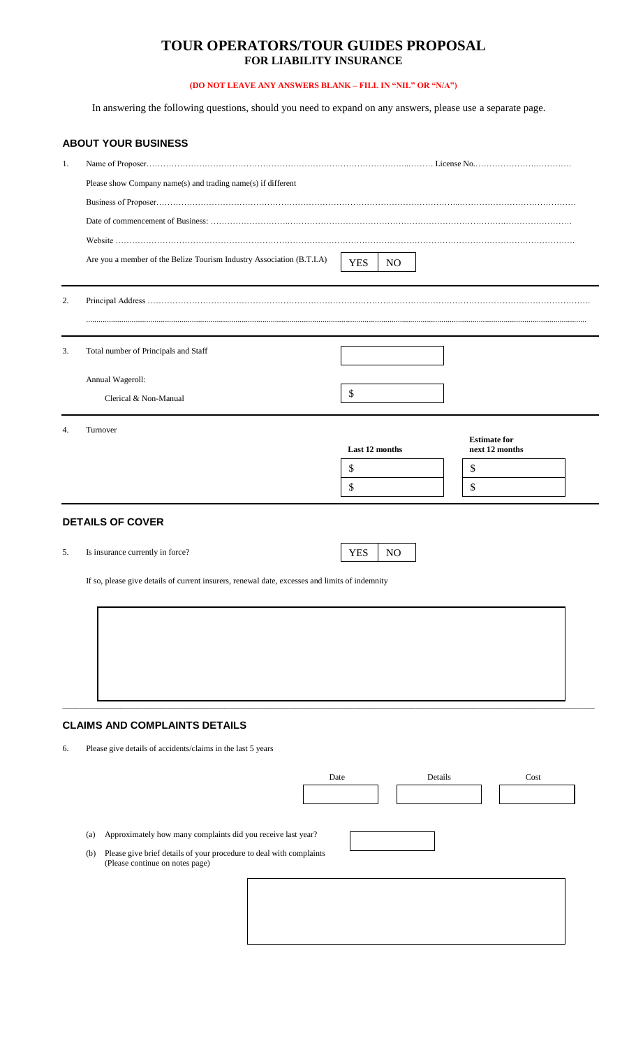# TOUR OPERATORS/TOUR GUIDES PROPOSAL
## FOR LIABILITY INSURANCE

**(DO NOT LEAVE ANY ANSWERS BLANK – FILL IN "NIL" OR "N/A")**

In answering the following questions, should you need to expand on any answers, please use a separate page.

### ABOUT YOUR BUSINESS

1. Name of Proposer…………………………………………………………………………………..……… License No.………………….………….

   Please show Company name(s) and trading name(s) if different

   Business of Proposer…………………………………………………………………………………………………..……………………………………

   Date of commencement of Business: …………………………..……………………………………………………………………….……………………

   Website ……………………………………………………………………………………………………………………………………………………….

   Are you a member of the Belize Tourism Industry Association (B.T.I.A) YES NO

2. Principal Address ……………………………………………………………………………………………………………………………………………….

   ..........................................................................................................................................................................................................................

3. Total number of Principals and Staff

   Annual Wageroll:

   Clerical & Non-Manual $

4. Turnover

| | Last 12 months | Estimate for next 12 months |
|---|---|---|
| | $ | $ |
| | $ | $ |

### DETAILS OF COVER

5. Is insurance currently in force? YES NO

   If so, please give details of current insurers, renewal date, excesses and limits of indemnity

### CLAIMS AND COMPLAINTS DETAILS

6. Please give details of accidents/claims in the last 5 years

| Date | Details | Cost |
|---|---|---|
| | | |

   (a) Approximately how many complaints did you receive last year?

   (b) Please give brief details of your procedure to deal with complaints
   (Please continue on notes page)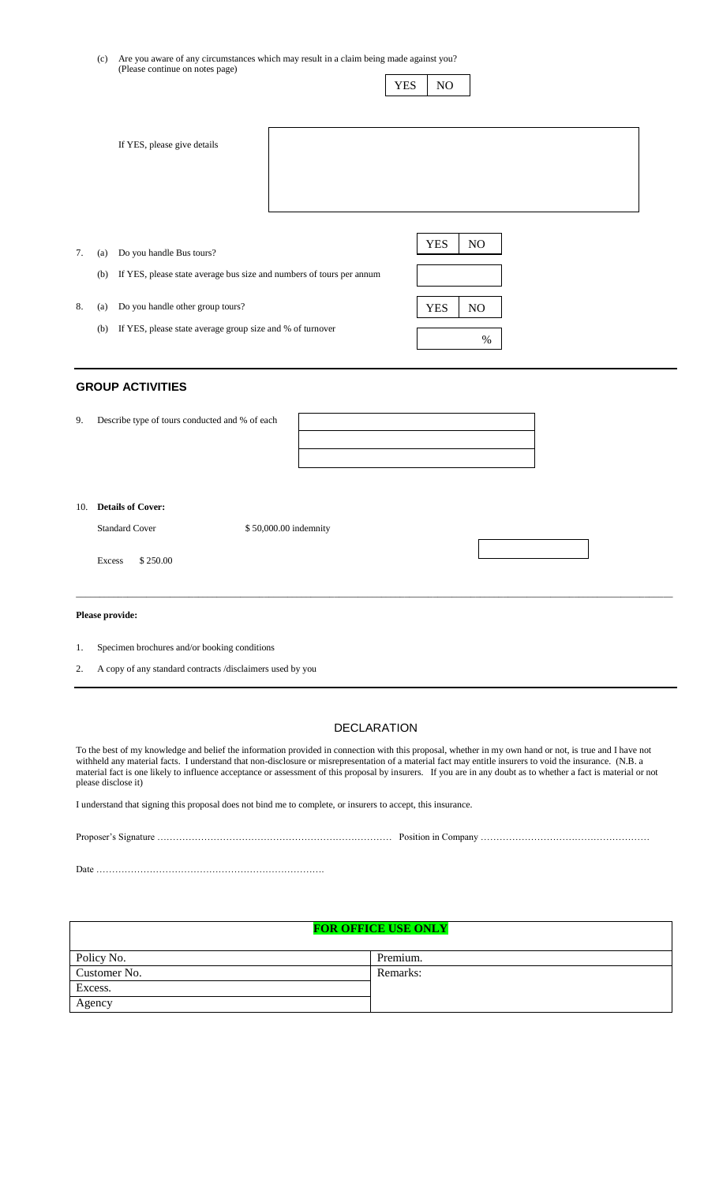(c) Are you aware of any circumstances which may result in a claim being made against you? (Please continue on notes page)

YES | NO

If YES, please give details

7. (a) Do you handle Bus tours? YES | NO

   (b) If YES, please state average bus size and numbers of tours per annum

8. (a) Do you handle other group tours? YES | NO

   (b) If YES, please state average group size and % of turnover %

## GROUP ACTIVITIES

9. Describe type of tours conducted and % of each

10. **Details of Cover:**

    Standard Cover $ 50,000.00 indemnity

    Excess $ 250.00

---

**Please provide:**

1. Specimen brochures and/or booking conditions
2. A copy of any standard contracts /disclaimers used by you

## DECLARATION

To the best of my knowledge and belief the information provided in connection with this proposal, whether in my own hand or not, is true and I have not withheld any material facts. I understand that non-disclosure or misrepresentation of a material fact may entitle insurers to void the insurance. (N.B. a material fact is one likely to influence acceptance or assessment of this proposal by insurers. If you are in any doubt as to whether a fact is material or not please disclose it)

I understand that signing this proposal does not bind me to complete, or insurers to accept, this insurance.

Proposer's Signature ………………………………………………………………… Position in Company ……………………………………………

Date ………………………………………………………………

| **FOR OFFICE USE ONLY** | |
|---|---|
| Policy No. | Premium. |
| Customer No. | Remarks: |
| Excess. | |
| Agency | |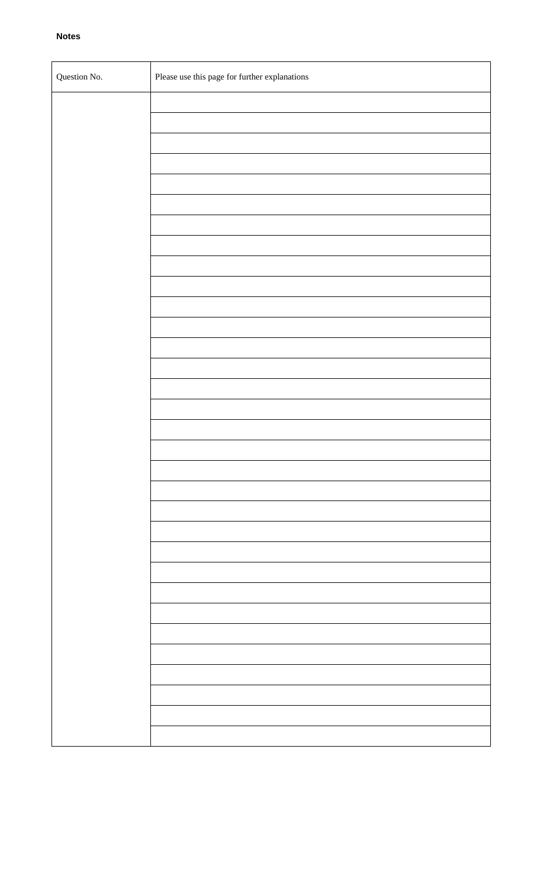**Notes**

| Question No. | Please use this page for further explanations |
| --- | --- |
| | |
| | |
| | |
| | |
| | |
| | |
| | |
| | |
| | |
| | |
| | |
| | |
| | |
| | |
| | |
| | |
| | |
| | |
| | |
| | |
| | |
| | |
| | |
| | |
| | |
| | |
| | |
| | |
| | |
| | |
| | |
| | |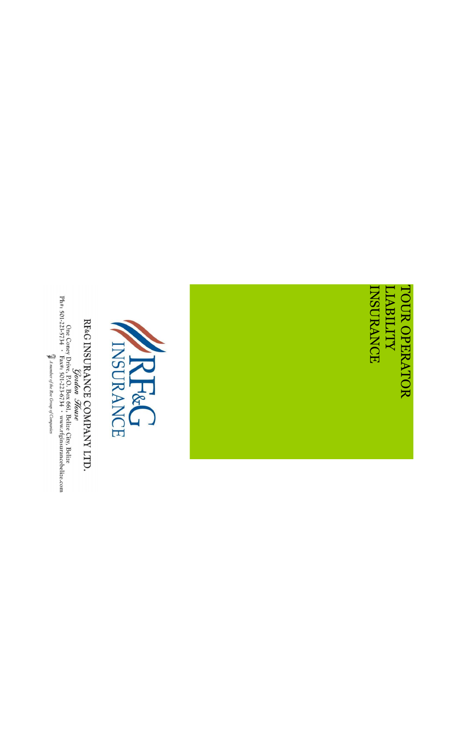# TOUR OPERATOR LIABILITY INSURANCE

RF&G INSURANCE

RF&G INSURANCE COMPANY LTD.

*Gordon House*

One Coney Drive, P.O. Box 661, Belize City, Belize

Ph#: 501-223-5734 · Fax#: 501-223-6734 · www.rfginsurancebelize.com

*A member of the Roe Group of Companies*